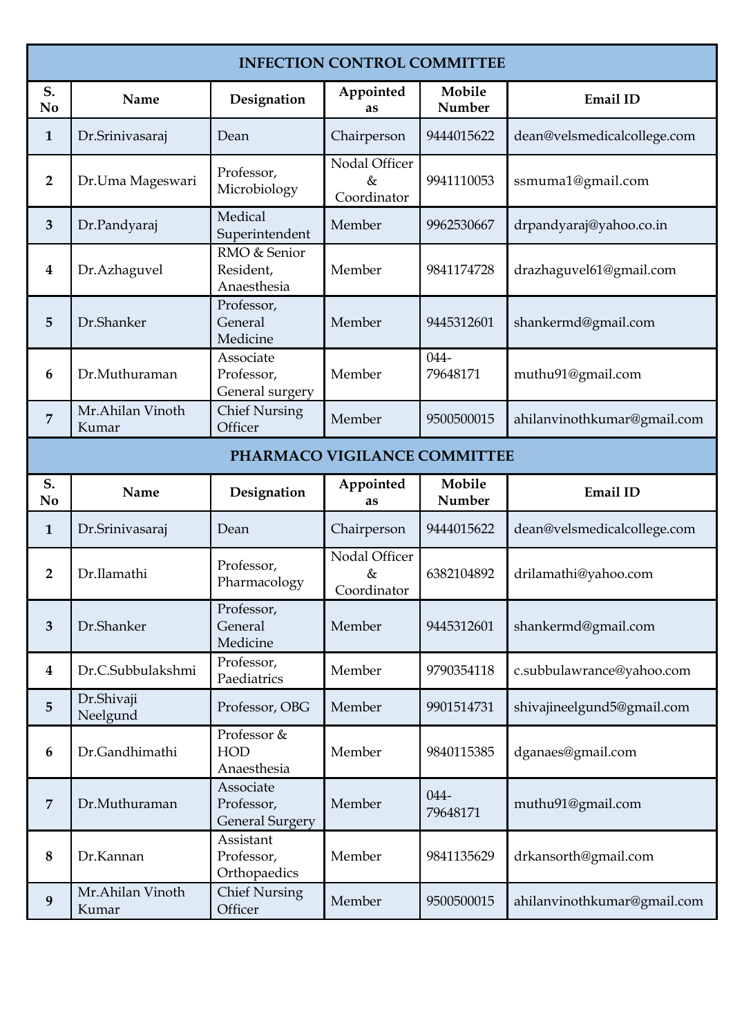## INFECTION CONTROL COMMITTEE

| S. No | Name | Designation | Appointed as | Mobile Number | Email ID |
|---|---|---|---|---|---|
| 1 | Dr.Srinivasaraj | Dean | Chairperson | 9444015622 | dean@velsmedicalcollege.com |
| 2 | Dr.Uma Mageswari | Professor, Microbiology | Nodal Officer & Coordinator | 9941110053 | ssmuma1@gmail.com |
| 3 | Dr.Pandyaraj | Medical Superintendent | Member | 9962530667 | drpandyaraj@yahoo.co.in |
| 4 | Dr.Azhaguvel | RMO & Senior Resident, Anaesthesia | Member | 9841174728 | drazhaguvel61@gmail.com |
| 5 | Dr.Shanker | Professor, General Medicine | Member | 9445312601 | shankermd@gmail.com |
| 6 | Dr.Muthuraman | Associate Professor, General surgery | Member | 044-79648171 | muthu91@gmail.com |
| 7 | Mr.Ahilan Vinoth Kumar | Chief Nursing Officer | Member | 9500500015 | ahilanvinothkumar@gmail.com |

## PHARMACO VIGILANCE COMMITTEE

| S. No | Name | Designation | Appointed as | Mobile Number | Email ID |
|---|---|---|---|---|---|
| 1 | Dr.Srinivasaraj | Dean | Chairperson | 9444015622 | dean@velsmedicalcollege.com |
| 2 | Dr.Ilamathi | Professor, Pharmacology | Nodal Officer & Coordinator | 6382104892 | drilamathi@yahoo.com |
| 3 | Dr.Shanker | Professor, General Medicine | Member | 9445312601 | shankermd@gmail.com |
| 4 | Dr.C.Subbulakshmi | Professor, Paediatrics | Member | 9790354118 | c.subbulawrance@yahoo.com |
| 5 | Dr.Shivaji Neelgund | Professor, OBG | Member | 9901514731 | shivajineelgund5@gmail.com |
| 6 | Dr.Gandhimathi | Professor & HOD Anaesthesia | Member | 9840115385 | dganaes@gmail.com |
| 7 | Dr.Muthuraman | Associate Professor, General Surgery | Member | 044-79648171 | muthu91@gmail.com |
| 8 | Dr.Kannan | Assistant Professor, Orthopaedics | Member | 9841135629 | drkansorth@gmail.com |
| 9 | Mr.Ahilan Vinoth Kumar | Chief Nursing Officer | Member | 9500500015 | ahilanvinothkumar@gmail.com |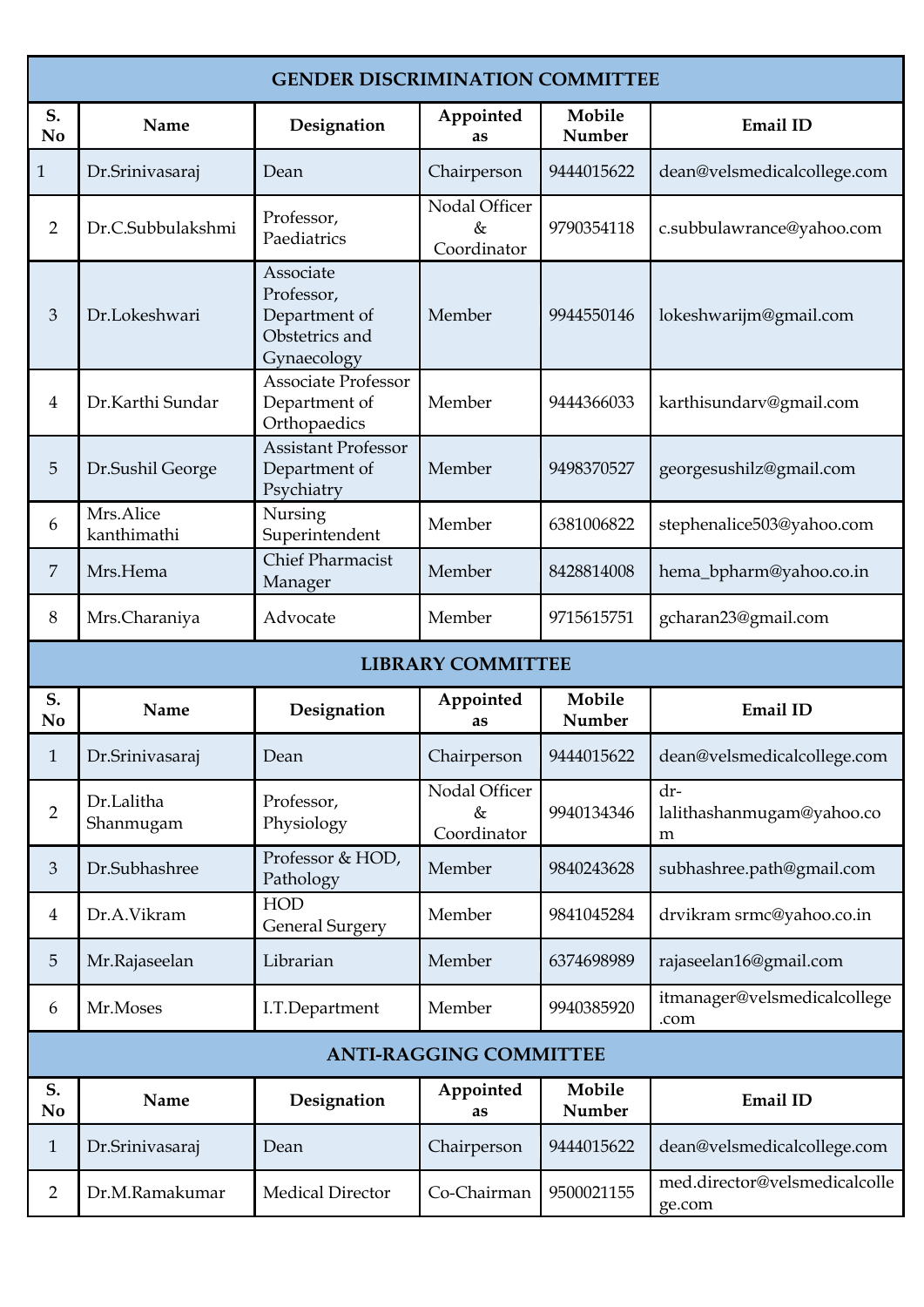## GENDER DISCRIMINATION COMMITTEE

| S. No | Name | Designation | Appointed as | Mobile Number | Email ID |
|---|---|---|---|---|---|
| 1 | Dr.Srinivasaraj | Dean | Chairperson | 9444015622 | dean@velsmedicalcollege.com |
| 2 | Dr.C.Subbulakshmi | Professor, Paediatrics | Nodal Officer & Coordinator | 9790354118 | c.subbulawrance@yahoo.com |
| 3 | Dr.Lokeshwari | Associate Professor, Department of Obstetrics and Gynaecology | Member | 9944550146 | lokeshwarijm@gmail.com |
| 4 | Dr.Karthi Sundar | Associate Professor Department of Orthopaedics | Member | 9444366033 | karthisundarv@gmail.com |
| 5 | Dr.Sushil George | Assistant Professor Department of Psychiatry | Member | 9498370527 | georgesushilz@gmail.com |
| 6 | Mrs.Alice kanthimathi | Nursing Superintendent | Member | 6381006822 | stephenalice503@yahoo.com |
| 7 | Mrs.Hema | Chief Pharmacist Manager | Member | 8428814008 | hema_bpharm@yahoo.co.in |
| 8 | Mrs.Charaniya | Advocate | Member | 9715615751 | gcharan23@gmail.com |

## LIBRARY COMMITTEE

| S. No | Name | Designation | Appointed as | Mobile Number | Email ID |
|---|---|---|---|---|---|
| 1 | Dr.Srinivasaraj | Dean | Chairperson | 9444015622 | dean@velsmedicalcollege.com |
| 2 | Dr.Lalitha Shanmugam | Professor, Physiology | Nodal Officer & Coordinator | 9940134346 | dr-lalithashanmugam@yahoo.com |
| 3 | Dr.Subhashree | Professor & HOD, Pathology | Member | 9840243628 | subhashree.path@gmail.com |
| 4 | Dr.A.Vikram | HOD General Surgery | Member | 9841045284 | drvikram srmc@yahoo.co.in |
| 5 | Mr.Rajaseelan | Librarian | Member | 6374698989 | rajaseelan16@gmail.com |
| 6 | Mr.Moses | I.T.Department | Member | 9940385920 | itmanager@velsmedicalcollege.com |

## ANTI-RAGGING COMMITTEE

| S. No | Name | Designation | Appointed as | Mobile Number | Email ID |
|---|---|---|---|---|---|
| 1 | Dr.Srinivasaraj | Dean | Chairperson | 9444015622 | dean@velsmedicalcollege.com |
| 2 | Dr.M.Ramakumar | Medical Director | Co-Chairman | 9500021155 | med.director@velsmedicalcollege.com |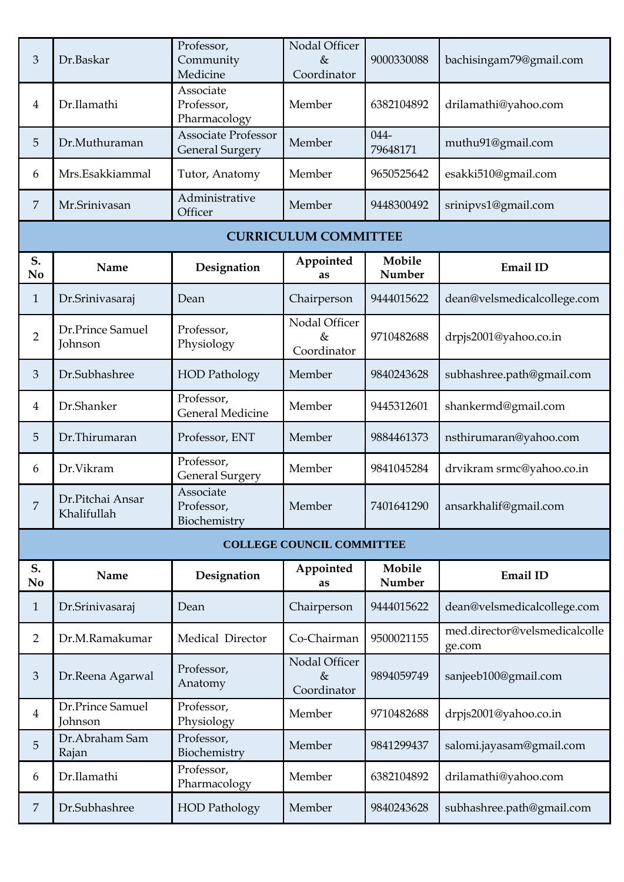| S. No | Name | Designation | Appointed as | Mobile Number | Email ID |
|---|---|---|---|---|---|
| 3 | Dr.Baskar | Professor, Community Medicine | Nodal Officer & Coordinator | 9000330088 | bachisingam79@gmail.com |
| 4 | Dr.Ilamathi | Associate Professor, Pharmacology | Member | 6382104892 | drilamathi@yahoo.com |
| 5 | Dr.Muthuraman | Associate Professor General Surgery | Member | 044-79648171 | muthu91@gmail.com |
| 6 | Mrs.Esakkiammal | Tutor, Anatomy | Member | 9650525642 | esakki510@gmail.com |
| 7 | Mr.Srinivasan | Administrative Officer | Member | 9448300492 | srinipvs1@gmail.com |

## CURRICULUM COMMITTEE

| S. No | Name | Designation | Appointed as | Mobile Number | Email ID |
|---|---|---|---|---|---|
| 1 | Dr.Srinivasaraj | Dean | Chairperson | 9444015622 | dean@velsmedicalcollege.com |
| 2 | Dr.Prince Samuel Johnson | Professor, Physiology | Nodal Officer & Coordinator | 9710482688 | drpjs2001@yahoo.co.in |
| 3 | Dr.Subhashree | HOD Pathology | Member | 9840243628 | subhashree.path@gmail.com |
| 4 | Dr.Shanker | Professor, General Medicine | Member | 9445312601 | shankermd@gmail.com |
| 5 | Dr.Thirumaran | Professor, ENT | Member | 9884461373 | nsthirumaran@yahoo.com |
| 6 | Dr.Vikram | Professor, General Surgery | Member | 9841045284 | drvikram srmc@yahoo.co.in |
| 7 | Dr.Pitchai Ansar Khalifullah | Associate Professor, Biochemistry | Member | 7401641290 | ansarkhalif@gmail.com |

## COLLEGE COUNCIL COMMITTEE

| S. No | Name | Designation | Appointed as | Mobile Number | Email ID |
|---|---|---|---|---|---|
| 1 | Dr.Srinivasaraj | Dean | Chairperson | 9444015622 | dean@velsmedicalcollege.com |
| 2 | Dr.M.Ramakumar | Medical Director | Co-Chairman | 9500021155 | med.director@velsmedicalcollege.com |
| 3 | Dr.Reena Agarwal | Professor, Anatomy | Nodal Officer & Coordinator | 9894059749 | sanjeeb100@gmail.com |
| 4 | Dr.Prince Samuel Johnson | Professor, Physiology | Member | 9710482688 | drpjs2001@yahoo.co.in |
| 5 | Dr.Abraham Sam Rajan | Professor, Biochemistry | Member | 9841299437 | salomi.jayasam@gmail.com |
| 6 | Dr.Ilamathi | Professor, Pharmacology | Member | 6382104892 | drilamathi@yahoo.com |
| 7 | Dr.Subhashree | HOD Pathology | Member | 9840243628 | subhashree.path@gmail.com |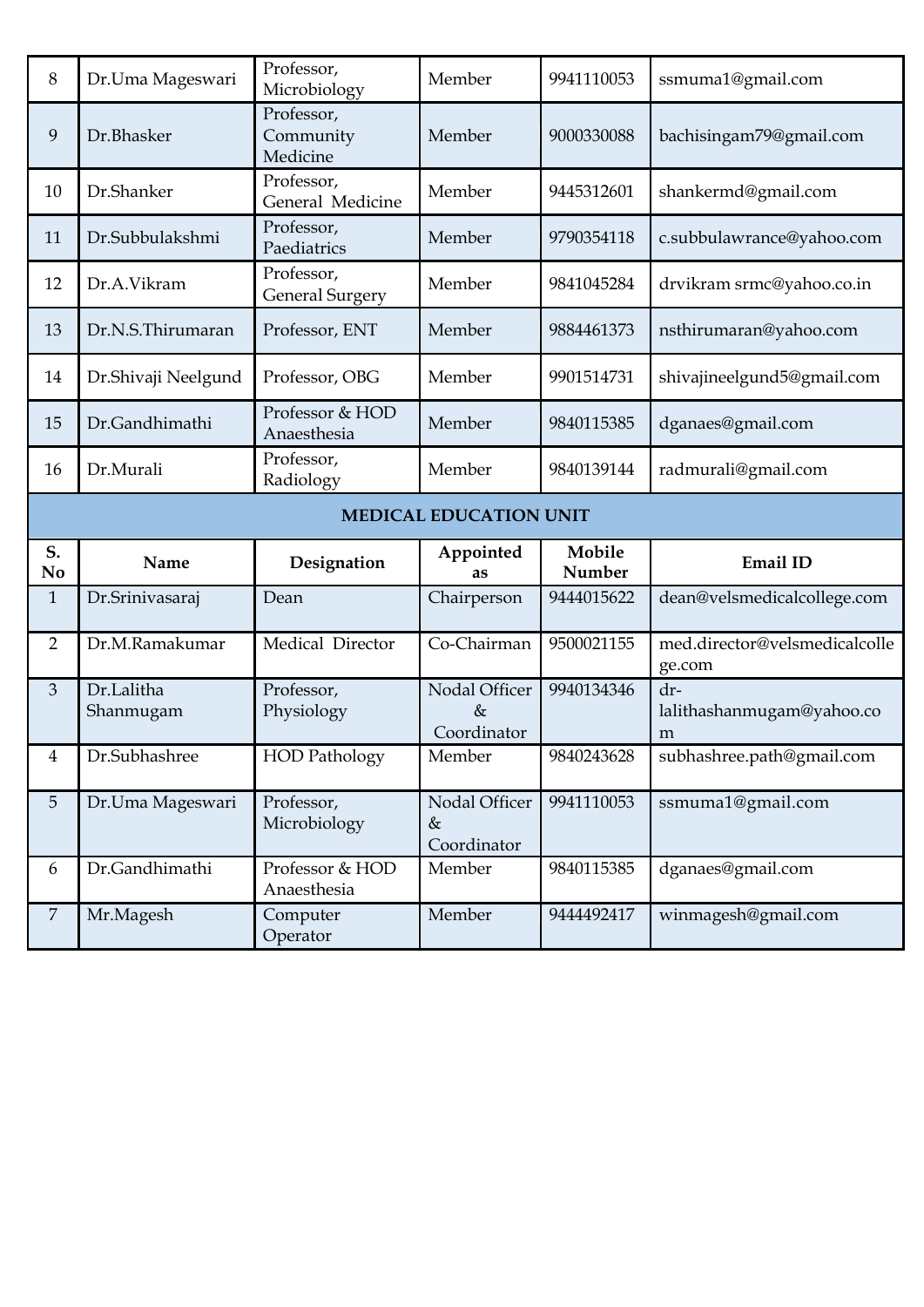| | | | | | |
|---|---|---|---|---|---|
| 8 | Dr.Uma Mageswari | Professor, Microbiology | Member | 9941110053 | ssmuma1@gmail.com |
| 9 | Dr.Bhasker | Professor, Community Medicine | Member | 9000330088 | bachisingam79@gmail.com |
| 10 | Dr.Shanker | Professor, General Medicine | Member | 9445312601 | shankermd@gmail.com |
| 11 | Dr.Subbulakshmi | Professor, Paediatrics | Member | 9790354118 | c.subbulawrance@yahoo.com |
| 12 | Dr.A.Vikram | Professor, General Surgery | Member | 9841045284 | drvikram srmc@yahoo.co.in |
| 13 | Dr.N.S.Thirumaran | Professor, ENT | Member | 9884461373 | nsthirumaran@yahoo.com |
| 14 | Dr.Shivaji Neelgund | Professor, OBG | Member | 9901514731 | shivajineelgund5@gmail.com |
| 15 | Dr.Gandhimathi | Professor & HOD Anaesthesia | Member | 9840115385 | dganaes@gmail.com |
| 16 | Dr.Murali | Professor, Radiology | Member | 9840139144 | radmurali@gmail.com |

**MEDICAL EDUCATION UNIT**

| S. No | Name | Designation | Appointed as | Mobile Number | Email ID |
|---|---|---|---|---|---|
| 1 | Dr.Srinivasaraj | Dean | Chairperson | 9444015622 | dean@velsmedicalcollege.com |
| 2 | Dr.M.Ramakumar | Medical Director | Co-Chairman | 9500021155 | med.director@velsmedicalcollege.com |
| 3 | Dr.Lalitha Shanmugam | Professor, Physiology | Nodal Officer & Coordinator | 9940134346 | dr-lalithashanmugam@yahoo.com |
| 4 | Dr.Subhashree | HOD Pathology | Member | 9840243628 | subhashree.path@gmail.com |
| 5 | Dr.Uma Mageswari | Professor, Microbiology | Nodal Officer & Coordinator | 9941110053 | ssmuma1@gmail.com |
| 6 | Dr.Gandhimathi | Professor & HOD Anaesthesia | Member | 9840115385 | dganaes@gmail.com |
| 7 | Mr.Magesh | Computer Operator | Member | 9444492417 | winmagesh@gmail.com |